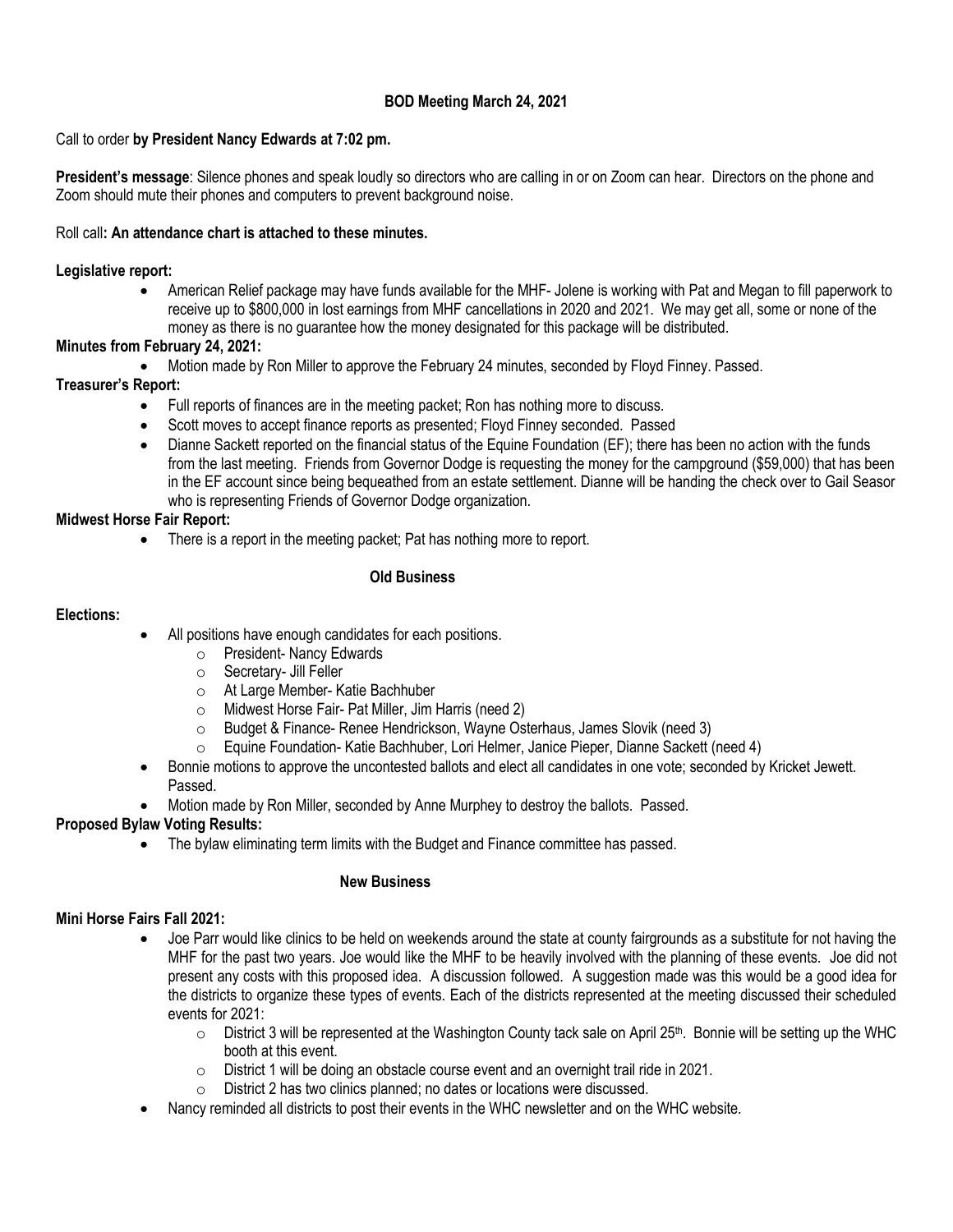**BOD Meeting March 24, 2021**

Call to order **by President Nancy Edwards at 7:02 pm.**

**President's message**: Silence phones and speak loudly so directors who are calling in or on Zoom can hear. Directors on the phone and Zoom should mute their phones and computers to prevent background noise.

Roll call**: An attendance chart is attached to these minutes.**

**Legislative report:**

- American Relief package may have funds available for the MHF- Jolene is working with Pat and Megan to fill paperwork to receive up to $800,000 in lost earnings from MHF cancellations in 2020 and 2021. We may get all, some or none of the money as there is no guarantee how the money designated for this package will be distributed.

**Minutes from February 24, 2021:**

- Motion made by Ron Miller to approve the February 24 minutes, seconded by Floyd Finney. Passed.

**Treasurer's Report:**

- Full reports of finances are in the meeting packet; Ron has nothing more to discuss.
- Scott moves to accept finance reports as presented; Floyd Finney seconded. Passed
- Dianne Sackett reported on the financial status of the Equine Foundation (EF); there has been no action with the funds from the last meeting. Friends from Governor Dodge is requesting the money for the campground ($59,000) that has been in the EF account since being bequeathed from an estate settlement. Dianne will be handing the check over to Gail Season who is representing Friends of Governor Dodge organization.

**Midwest Horse Fair Report:**

- There is a report in the meeting packet; Pat has nothing more to report.

**Old Business**

**Elections:**

- All positions have enough candidates for each positions.
  - President- Nancy Edwards
  - Secretary- Jill Feller
  - At Large Member- Katie Bachhuber
  - Midwest Horse Fair- Pat Miller, Jim Harris (need 2)
  - Budget & Finance- Renee Hendrickson, Wayne Osterhaus, James Slovik (need 3)
  - Equine Foundation- Katie Bachhuber, Lori Helmer, Janice Pieper, Dianne Sackett (need 4)
- Bonnie motions to approve the uncontested ballots and elect all candidates in one vote; seconded by Kricket Jewett. Passed.
- Motion made by Ron Miller, seconded by Anne Murphey to destroy the ballots. Passed.

**Proposed Bylaw Voting Results:**

- The bylaw eliminating term limits with the Budget and Finance committee has passed.

**New Business**

**Mini Horse Fairs Fall 2021:**

- Joe Parr would like clinics to be held on weekends around the state at county fairgrounds as a substitute for not having the MHF for the past two years. Joe would like the MHF to be heavily involved with the planning of these events. Joe did not present any costs with this proposed idea. A discussion followed. A suggestion made was this would be a good idea for the districts to organize these types of events. Each of the districts represented at the meeting discussed their scheduled events for 2021:
  - District 3 will be represented at the Washington County tack sale on April 25th. Bonnie will be setting up the WHC booth at this event.
  - District 1 will be doing an obstacle course event and an overnight trail ride in 2021.
  - District 2 has two clinics planned; no dates or locations were discussed.
- Nancy reminded all districts to post their events in the WHC newsletter and on the WHC website.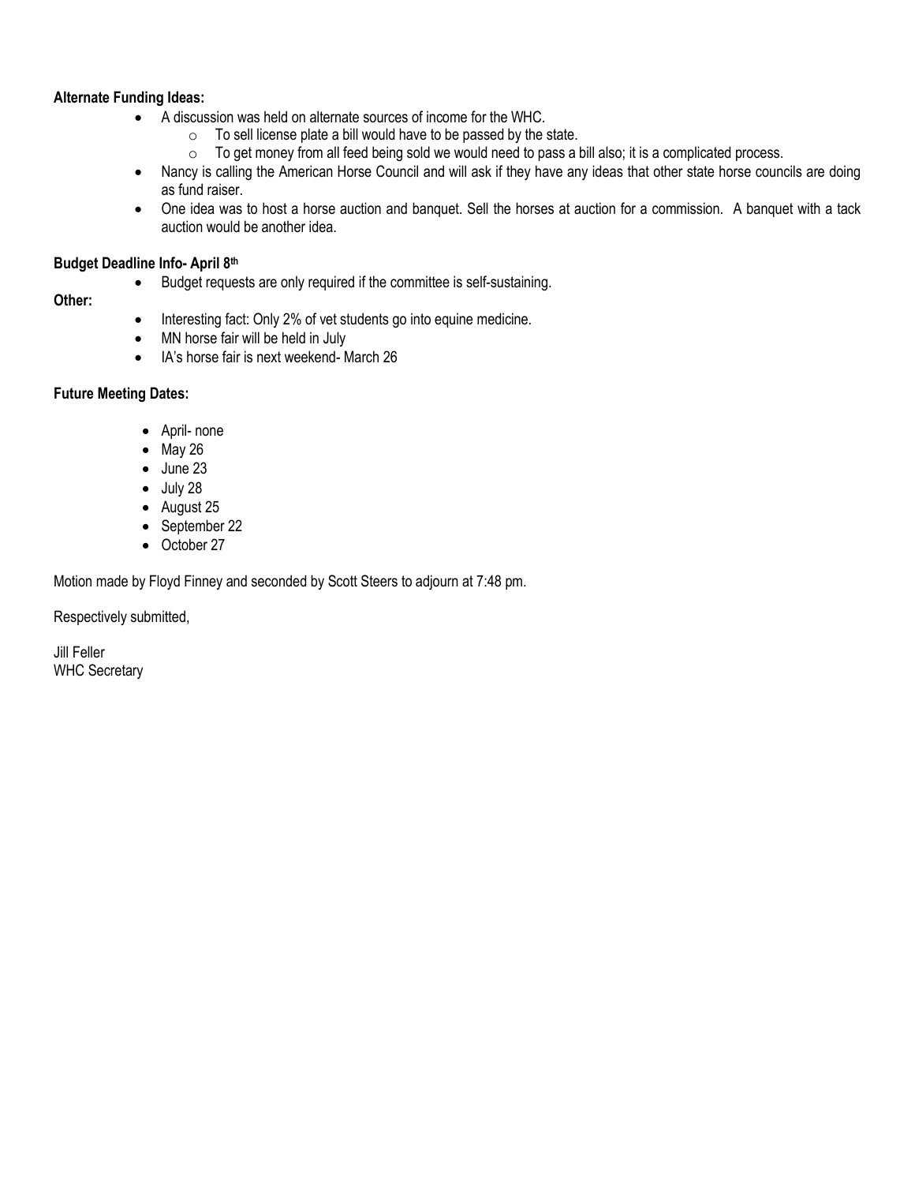**Alternate Funding Ideas:**

- A discussion was held on alternate sources of income for the WHC.
  - To sell license plate a bill would have to be passed by the state.
  - To get money from all feed being sold we would need to pass a bill also; it is a complicated process.
- Nancy is calling the American Horse Council and will ask if they have any ideas that other state horse councils are doing as fund raiser.
- One idea was to host a horse auction and banquet. Sell the horses at auction for a commission. A banquet with a tack auction would be another idea.

**Budget Deadline Info- April 8th**

- Budget requests are only required if the committee is self-sustaining.

**Other:**

- Interesting fact: Only 2% of vet students go into equine medicine.
- MN horse fair will be held in July
- IA's horse fair is next weekend- March 26

**Future Meeting Dates:**

- April- none
- May 26
- June 23
- July 28
- August 25
- September 22
- October 27

Motion made by Floyd Finney and seconded by Scott Steers to adjourn at 7:48 pm.

Respectively submitted,

Jill Feller
WHC Secretary